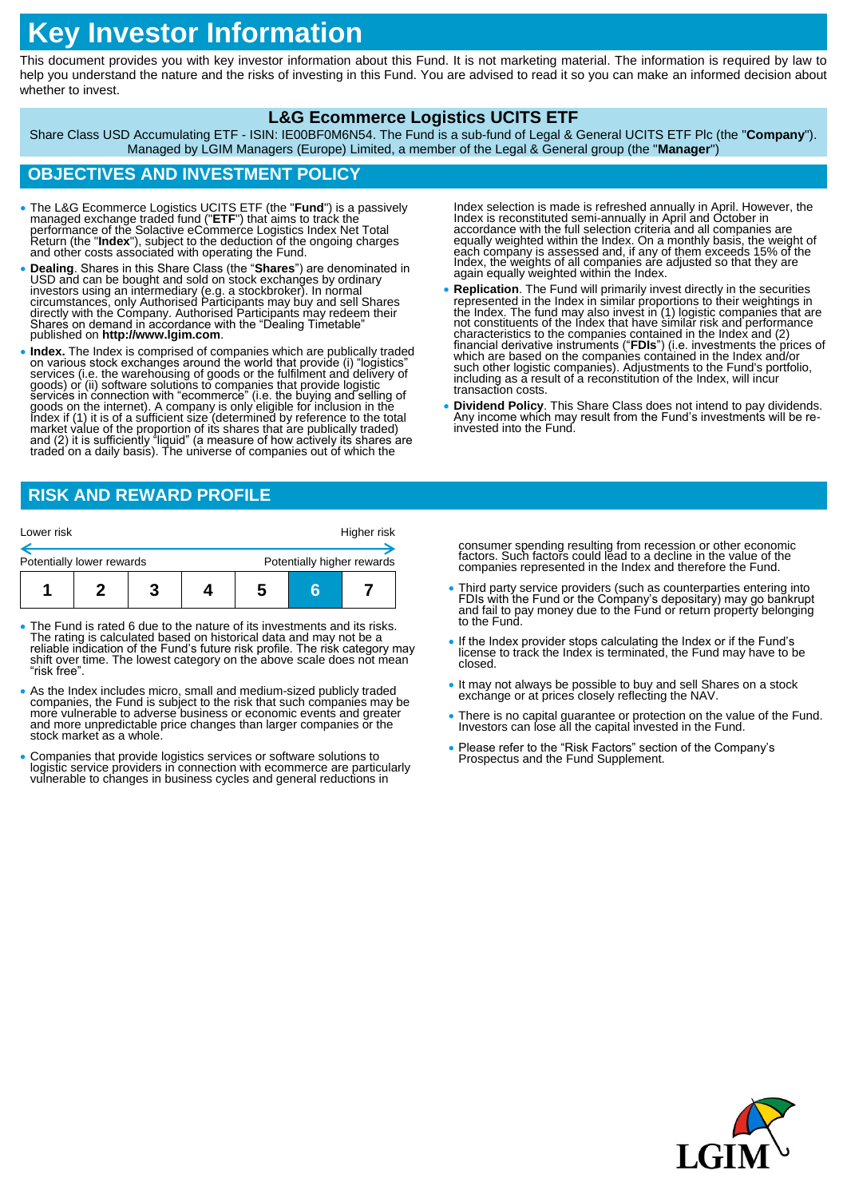# Key Investor Information

This document provides you with key investor information about this Fund. It is not marketing material. The information is required by law to help you understand the nature and the risks of investing in this Fund. You are advised to read it so you can make an informed decision about whether to invest.

## L&G Ecommerce Logistics UCITS ETF

Share Class USD Accumulating ETF - ISIN: IE00BF0M6N54. The Fund is a sub-fund of Legal & General UCITS ETF Plc (the "**Company**"). Managed by LGIM Managers (Europe) Limited, a member of the Legal & General group (the "**Manager**")

## OBJECTIVES AND INVESTMENT POLICY

- The L&G Ecommerce Logistics UCITS ETF (the "**Fund**") is a passively managed exchange traded fund ("**ETF**") that aims to track the performance of the Solactive eCommerce Logistics Index Net Total Return (the "**Index**"), subject to the deduction of the ongoing charges and other costs associated with operating the Fund.
- **Dealing**. Shares in this Share Class (the "**Shares**") are denominated in USD and can be bought and sold on stock exchanges by ordinary investors using an intermediary (e.g. a stockbroker). In normal circumstances, only Authorised Participants may buy and sell Shares directly with the Company. Authorised Participants may redeem their Shares on demand in accordance with the "Dealing Timetable" published on **http://www.lgim.com**.
- **Index.** The Index is comprised of companies which are publically traded on various stock exchanges around the world that provide (i) "logistics" services (i.e. the warehousing of goods or the fulfilment and delivery of goods) or (ii) software solutions to companies that provide logistic services in connection with "ecommerce" (i.e. the buying and selling of goods on the internet). A company is only eligible for inclusion in the Index if (1) it is of a sufficient size (determined by reference to the total market value of the proportion of its shares that are publically traded) and (2) it is sufficiently "liquid" (a measure of how actively its shares are traded on a daily basis). The universe of companies out of which the Index selection is made is refreshed annually in April. However, the Index is reconstituted semi-annually in April and October in accordance with the full selection criteria and all companies are equally weighted within the Index. On a monthly basis, the weight of each company is assessed and, if any of them exceeds 15% of the Index, the weights of all companies are adjusted so that they are again equally weighted within the Index.
- **Replication**. The Fund will primarily invest directly in the securities represented in the Index in similar proportions to their weightings in the Index. The fund may also invest in (1) logistic companies that are not constituents of the Index that have similar risk and performance characteristics to the companies contained in the Index and (2) financial derivative instruments ("**FDIs**") (i.e. investments the prices of which are based on the companies contained in the Index and/or such other logistic companies). Adjustments to the Fund's portfolio, including as a result of a reconstitution of the Index, will incur transaction costs.
- **Dividend Policy**. This Share Class does not intend to pay dividends. Any income which may result from the Fund's investments will be re-invested into the Fund.

## RISK AND REWARD PROFILE

Lower risk — Higher risk

Potentially lower rewards — Potentially higher rewards

| 1 | 2 | 3 | 4 | 5 | **6** | 7 |
|---|---|---|---|---|---|---|

- The Fund is rated 6 due to the nature of its investments and its risks. The rating is calculated based on historical data and may not be a reliable indication of the Fund's future risk profile. The risk category may shift over time. The lowest category on the above scale does not mean "risk free".
- As the Index includes micro, small and medium-sized publicly traded companies, the Fund is subject to the risk that such companies may be more vulnerable to adverse business or economic events and greater and more unpredictable price changes than larger companies or the stock market as a whole.
- Companies that provide logistics services or software solutions to logistic service providers in connection with ecommerce are particularly vulnerable to changes in business cycles and general reductions in consumer spending resulting from recession or other economic factors. Such factors could lead to a decline in the value of the companies represented in the Index and therefore the Fund.
- Third party service providers (such as counterparties entering into FDIs with the Fund or the Company's depositary) may go bankrupt and fail to pay money due to the Fund or return property belonging to the Fund.
- If the Index provider stops calculating the Index or if the Fund's license to track the Index is terminated, the Fund may have to be closed.
- It may not always be possible to buy and sell Shares on a stock exchange or at prices closely reflecting the NAV.
- There is no capital guarantee or protection on the value of the Fund. Investors can lose all the capital invested in the Fund.
- Please refer to the "Risk Factors" section of the Company's Prospectus and the Fund Supplement.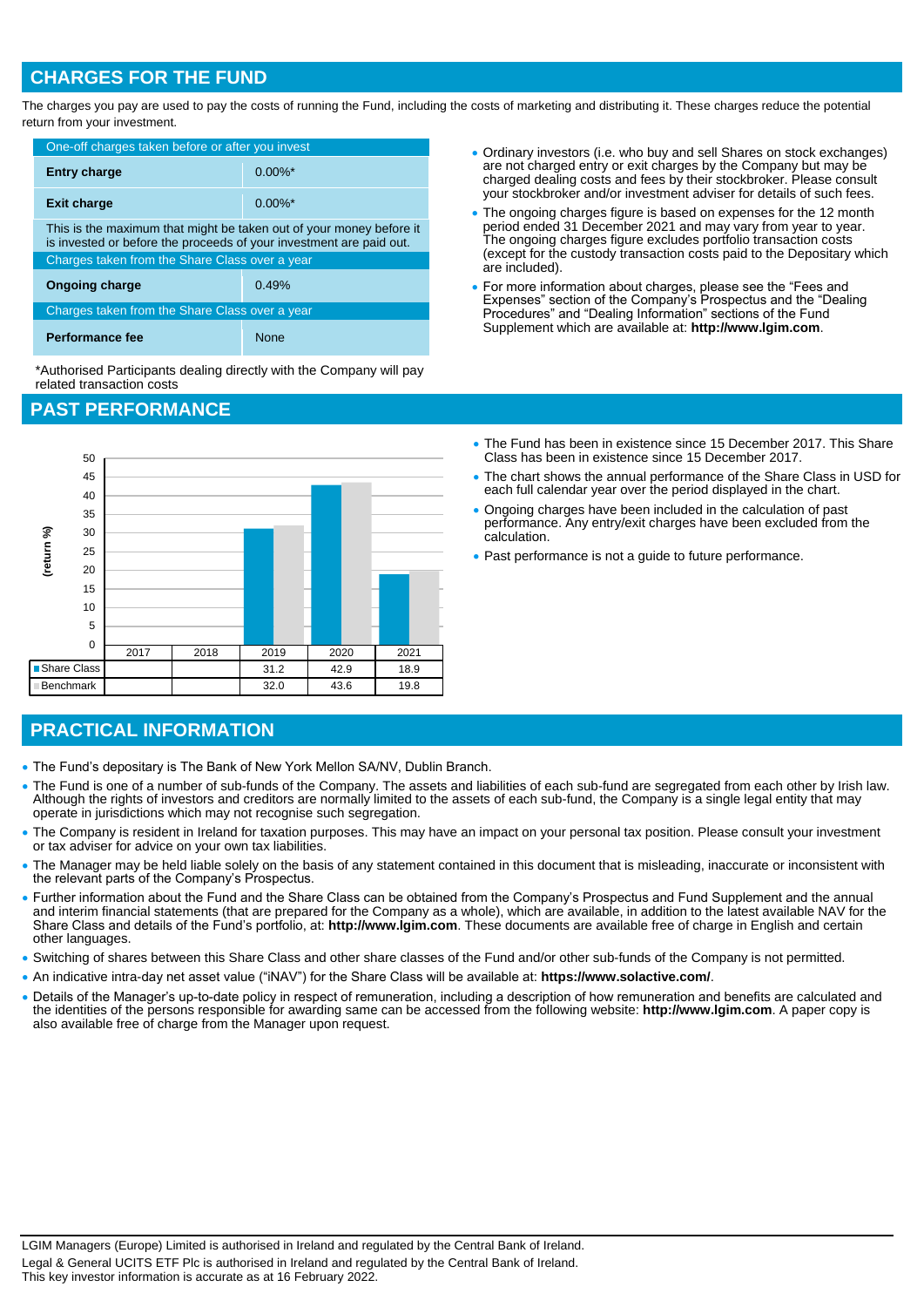## CHARGES FOR THE FUND

The charges you pay are used to pay the costs of running the Fund, including the costs of marketing and distributing it. These charges reduce the potential return from your investment.

| One-off charges taken before or after you invest | |
|---|---|
| **Entry charge** | 0.00%* |
| **Exit charge** | 0.00%* |
| This is the maximum that might be taken out of your money before it is invested or before the proceeds of your investment are paid out. | |
| Charges taken from the Share Class over a year | |
| **Ongoing charge** | 0.49% |
| Charges taken from the Share Class over a year | |
| **Performance fee** | None |

*Authorised Participants dealing directly with the Company will pay related transaction costs

- Ordinary investors (i.e. who buy and sell Shares on stock exchanges) are not charged entry or exit charges by the Company but may be charged dealing costs and fees by their stockbroker. Please consult your stockbroker and/or investment adviser for details of such fees.
- The ongoing charges figure is based on expenses for the 12 month period ended 31 December 2021 and may vary from year to year. The ongoing charges figure excludes portfolio transaction costs (except for the custody transaction costs paid to the Depositary which are included).
- For more information about charges, please see the "Fees and Expenses" section of the Company's Prospectus and the "Dealing Procedures" and "Dealing Information" sections of the Fund Supplement which are available at: **http://www.lgim.com**.

## PAST PERFORMANCE

(return %)

50
45
40
35
30
25
20
15
10
5
0

2017 2018 2019 2020 2021

Share Class: 31.2, 42.9, 18.9

Benchmark: 32.0, 43.6, 19.8

- The Fund has been in existence since 15 December 2017. This Share Class has been in existence since 15 December 2017.
- The chart shows the annual performance of the Share Class in USD for each full calendar year over the period displayed in the chart.
- Ongoing charges have been included in the calculation of past performance. Any entry/exit charges have been excluded from the calculation.
- Past performance is not a guide to future performance.

## PRACTICAL INFORMATION

- The Fund's depositary is The Bank of New York Mellon SA/NV, Dublin Branch.
- The Fund is one of a number of sub-funds of the Company. The assets and liabilities of each sub-fund are segregated from each other by Irish law. Although the rights of investors and creditors are normally limited to the assets of each sub-fund, the Company is a single legal entity that may operate in jurisdictions which may not recognise such segregation.
- The Company is resident in Ireland for taxation purposes. This may have an impact on your personal tax position. Please consult your investment or tax adviser for advice on your own tax liabilities.
- The Manager may be held liable solely on the basis of any statement contained in this document that is misleading, inaccurate or inconsistent with the relevant parts of the Company's Prospectus.
- Further information about the Fund and the Share Class can be obtained from the Company's Prospectus and Fund Supplement and the annual and interim financial statements (that are prepared for the Company as a whole), which are available, in addition to the latest available NAV for the Share Class and details of the Fund's portfolio, at: **http://www.lgim.com**. These documents are available free of charge in English and certain other languages.
- Switching of shares between this Share Class and other share classes of the Fund and/or other sub-funds of the Company is not permitted.
- An indicative intra-day net asset value ("iNAV") for the Share Class will be available at: **https://www.solactive.com/**.
- Details of the Manager's up-to-date policy in respect of remuneration, including a description of how remuneration and benefits are calculated and the identities of the persons responsible for awarding same can be accessed from the following website: **http://www.lgim.com**. A paper copy is also available free of charge from the Manager upon request.

LGIM Managers (Europe) Limited is authorised in Ireland and regulated by the Central Bank of Ireland.
Legal & General UCITS ETF Plc is authorised in Ireland and regulated by the Central Bank of Ireland.
This key investor information is accurate as at 16 February 2022.